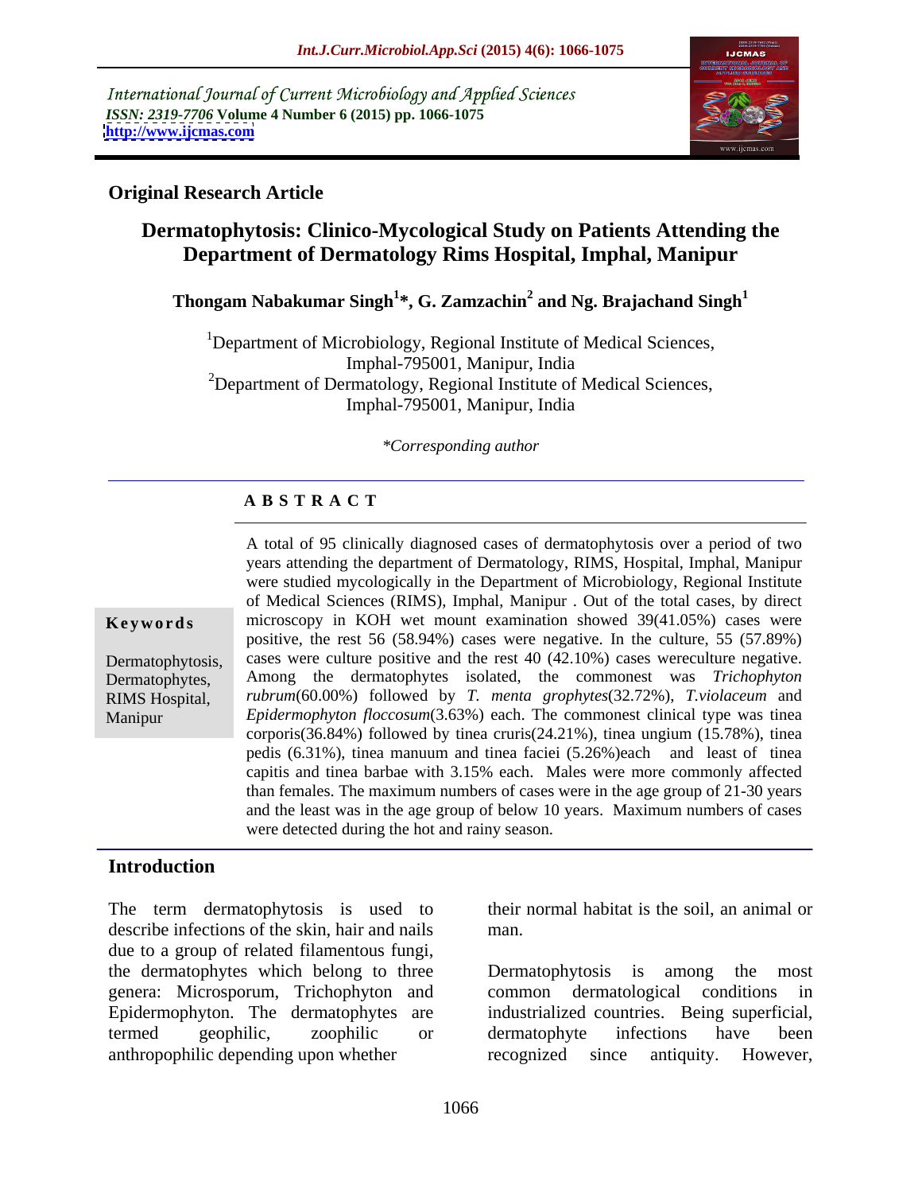International Journal of Current Microbiology and Applied Sciences
*ISSN: 2319-7706* **Volume 4 Number 6 (2015) pp. 1066-1075**
**http://www.ijcmas.com**

**Original Research Article**

# Dermatophytosis: Clinico-Mycological Study on Patients Attending the Department of Dermatology Rims Hospital, Imphal, Manipur

**Thongam Nabakumar Singh[1]\*, G. Zamzachin[2] and Ng. Brajachand Singh[1]**

[1]Department of Microbiology, Regional Institute of Medical Sciences, Imphal-795001, Manipur, India
[2]Department of Dermatology, Regional Institute of Medical Sciences, Imphal-795001, Manipur, India

*\*Corresponding author*

**ABSTRACT**

**Keywords**

Dermatophytosis, Dermatophytes, RIMS Hospital, Manipur

A total of 95 clinically diagnosed cases of dermatophytosis over a period of two years attending the department of Dermatology, RIMS, Hospital, Imphal, Manipur were studied mycologically in the Department of Microbiology, Regional Institute of Medical Sciences (RIMS), Imphal, Manipur . Out of the total cases, by direct microscopy in KOH wet mount examination showed 39(41.05%) cases were positive, the rest 56 (58.94%) cases were negative. In the culture, 55 (57.89%) cases were culture positive and the rest 40 (42.10%) cases wereculture negative. Among the dermatophytes isolated, the commonest was *Trichophyton rubrum*(60.00%) followed by *T. menta grophytes*(32.72%), *T.violaceum* and *Epidermophyton floccosum*(3.63%) each. The commonest clinical type was tinea corporis(36.84%) followed by tinea cruris(24.21%), tinea ungium (15.78%), tinea pedis (6.31%), tinea manuum and tinea faciei (5.26%)each and least of tinea capitis and tinea barbae with 3.15% each. Males were more commonly affected than females. The maximum numbers of cases were in the age group of 21-30 years and the least was in the age group of below 10 years. Maximum numbers of cases were detected during the hot and rainy season.

## Introduction

The term dermatophytosis is used to describe infections of the skin, hair and nails due to a group of related filamentous fungi, the dermatophytes which belong to three genera: Microsporum, Trichophyton and Epidermophyton. The dermatophytes are termed geophilic, zoophilic or anthropophilic depending upon whether their normal habitat is the soil, an animal or man.

Dermatophytosis is among the most common dermatological conditions in industrialized countries. Being superficial, dermatophyte infections have been recognized since antiquity. However,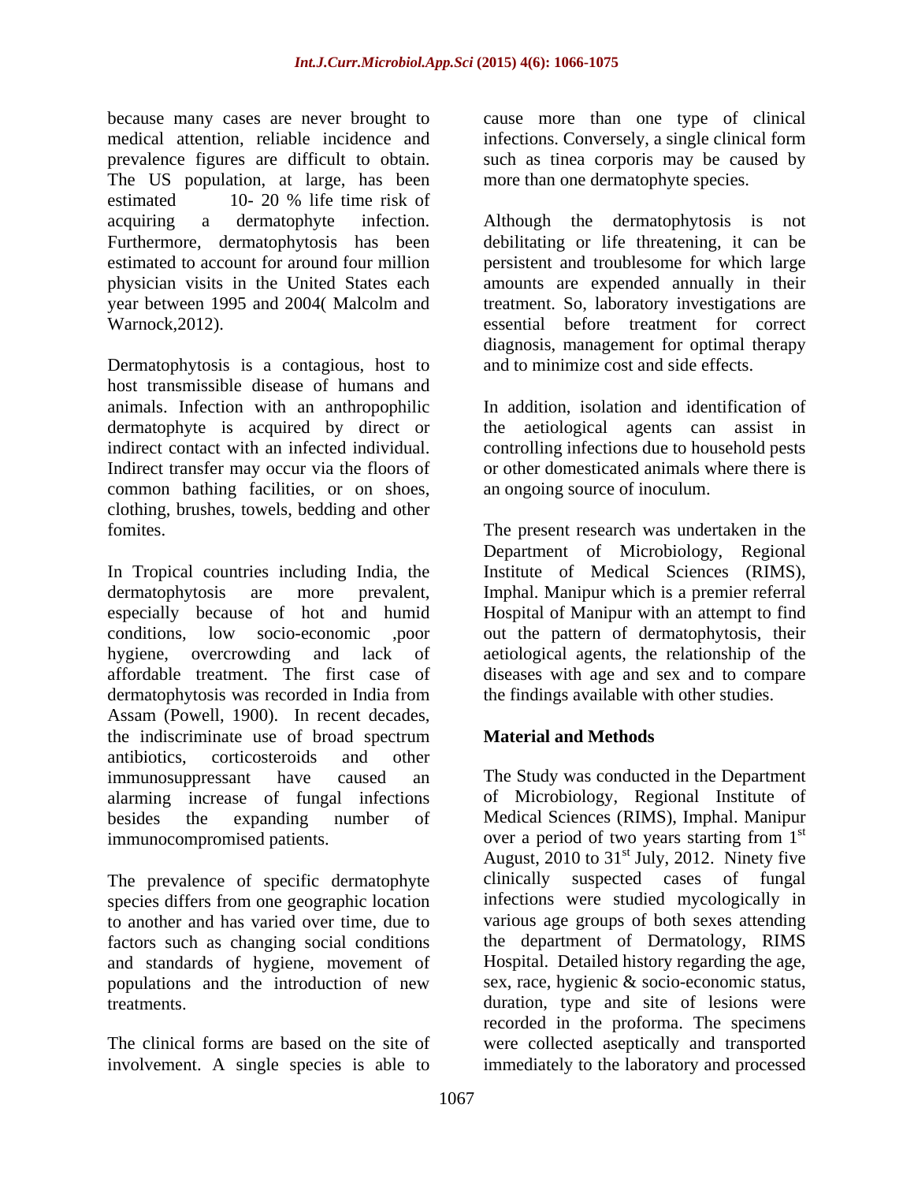because many cases are never brought to medical attention, reliable incidence and prevalence figures are difficult to obtain. The US population, at large, has been estimated 10- 20 % life time risk of acquiring a dermatophyte infection. Furthermore, dermatophytosis has been estimated to account for around four million physician visits in the United States each year between 1995 and 2004( Malcolm and Warnock,2012).

Dermatophytosis is a contagious, host to host transmissible disease of humans and animals. Infection with an anthropophilic dermatophyte is acquired by direct or indirect contact with an infected individual. Indirect transfer may occur via the floors of common bathing facilities, or on shoes, clothing, brushes, towels, bedding and other fomites.

In Tropical countries including India, the dermatophytosis are more prevalent, especially because of hot and humid conditions, low socio-economic ,poor hygiene, overcrowding and lack of affordable treatment. The first case of dermatophytosis was recorded in India from Assam (Powell, 1900). In recent decades, the indiscriminate use of broad spectrum antibiotics, corticosteroids and other immunosuppressant have caused an alarming increase of fungal infections besides the expanding number of immunocompromised patients.

The prevalence of specific dermatophyte species differs from one geographic location to another and has varied over time, due to factors such as changing social conditions and standards of hygiene, movement of populations and the introduction of new treatments.

The clinical forms are based on the site of involvement. A single species is able to cause more than one type of clinical infections. Conversely, a single clinical form such as tinea corporis may be caused by more than one dermatophyte species.

Although the dermatophytosis is not debilitating or life threatening, it can be persistent and troublesome for which large amounts are expended annually in their treatment. So, laboratory investigations are essential before treatment for correct diagnosis, management for optimal therapy and to minimize cost and side effects.

In addition, isolation and identification of the aetiological agents can assist in controlling infections due to household pests or other domesticated animals where there is an ongoing source of inoculum.

The present research was undertaken in the Department of Microbiology, Regional Institute of Medical Sciences (RIMS), Imphal. Manipur which is a premier referral Hospital of Manipur with an attempt to find out the pattern of dermatophytosis, their aetiological agents, the relationship of the diseases with age and sex and to compare the findings available with other studies.

## Material and Methods

The Study was conducted in the Department of Microbiology, Regional Institute of Medical Sciences (RIMS), Imphal. Manipur over a period of two years starting from 1st August, 2010 to 31st July, 2012. Ninety five clinically suspected cases of fungal infections were studied mycologically in various age groups of both sexes attending the department of Dermatology, RIMS Hospital. Detailed history regarding the age, sex, race, hygienic & socio-economic status, duration, type and site of lesions were recorded in the proforma. The specimens were collected aseptically and transported immediately to the laboratory and processed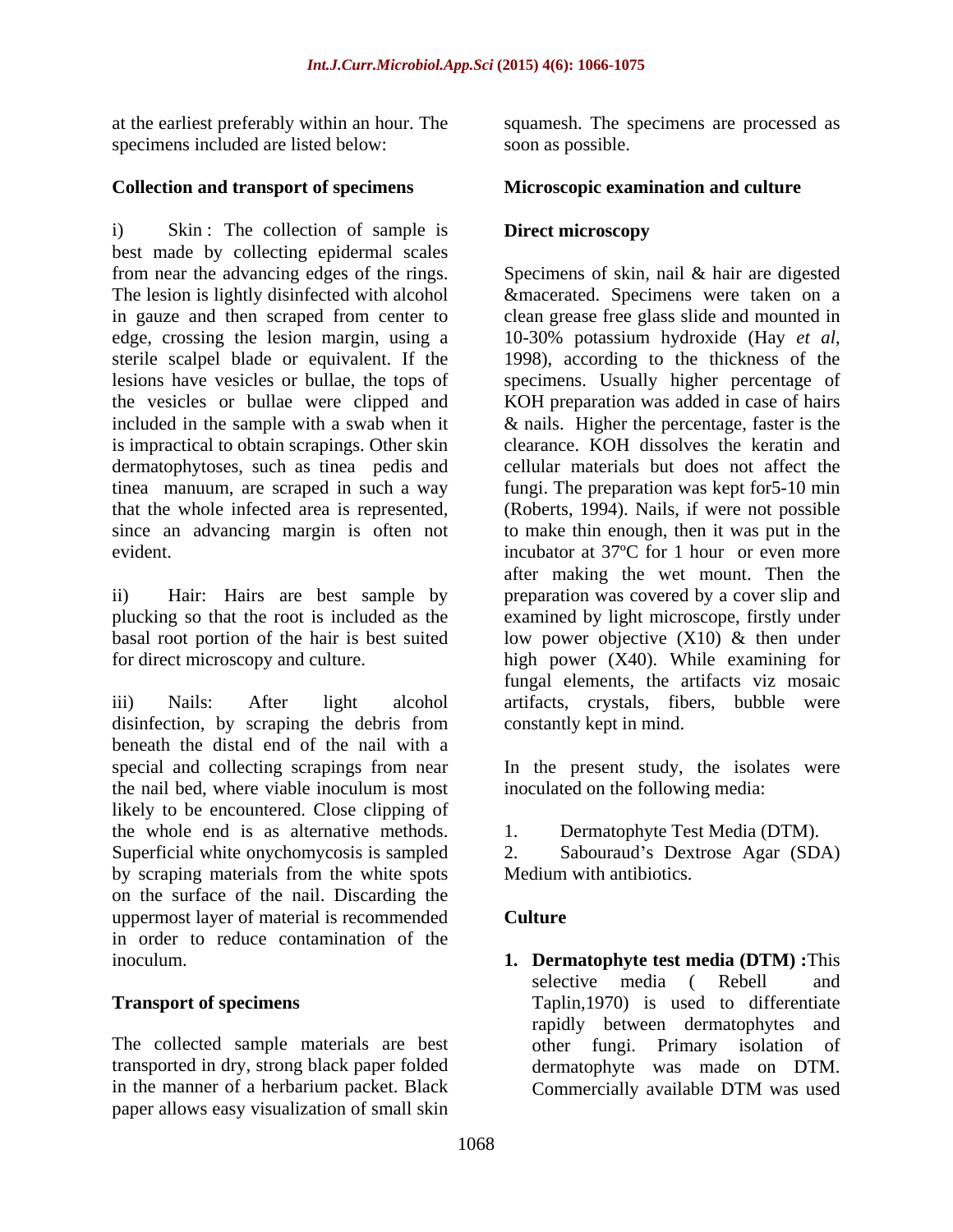at the earliest preferably within an hour. The specimens included are listed below:

**Collection and transport of specimens**

i) Skin : The collection of sample is best made by collecting epidermal scales from near the advancing edges of the rings. The lesion is lightly disinfected with alcohol in gauze and then scraped from center to edge, crossing the lesion margin, using a sterile scalpel blade or equivalent. If the lesions have vesicles or bullae, the tops of the vesicles or bullae were clipped and included in the sample with a swab when it is impractical to obtain scrapings. Other skin dermatophytoses, such as tinea pedis and tinea manuum, are scraped in such a way that the whole infected area is represented, since an advancing margin is often not evident.

ii) Hair: Hairs are best sample by plucking so that the root is included as the basal root portion of the hair is best suited for direct microscopy and culture.

iii) Nails: After light alcohol disinfection, by scraping the debris from beneath the distal end of the nail with a special and collecting scrapings from near the nail bed, where viable inoculum is most likely to be encountered. Close clipping of the whole end is as alternative methods. Superficial white onychomycosis is sampled by scraping materials from the white spots on the surface of the nail. Discarding the uppermost layer of material is recommended in order to reduce contamination of the inoculum.

**Transport of specimens**

The collected sample materials are best transported in dry, strong black paper folded in the manner of a herbarium packet. Black paper allows easy visualization of small skin squamesh. The specimens are processed as soon as possible.

**Microscopic examination and culture**

**Direct microscopy**

Specimens of skin, nail & hair are digested &macerated. Specimens were taken on a clean grease free glass slide and mounted in 10-30% potassium hydroxide (Hay *et al*, 1998), according to the thickness of the specimens. Usually higher percentage of KOH preparation was added in case of hairs & nails. Higher the percentage, faster is the clearance. KOH dissolves the keratin and cellular materials but does not affect the fungi. The preparation was kept for5-10 min (Roberts, 1994). Nails, if were not possible to make thin enough, then it was put in the incubator at 37ºC for 1 hour or even more after making the wet mount. Then the preparation was covered by a cover slip and examined by light microscope, firstly under low power objective (X10) & then under high power (X40). While examining for fungal elements, the artifacts viz mosaic artifacts, crystals, fibers, bubble were constantly kept in mind.

In the present study, the isolates were inoculated on the following media:

1. Dermatophyte Test Media (DTM).
2. Sabouraud's Dextrose Agar (SDA) Medium with antibiotics.

**Culture**

1. **Dermatophyte test media (DTM) :**This selective media ( Rebell and Taplin,1970) is used to differentiate rapidly between dermatophytes and other fungi. Primary isolation of dermatophyte was made on DTM. Commercially available DTM was used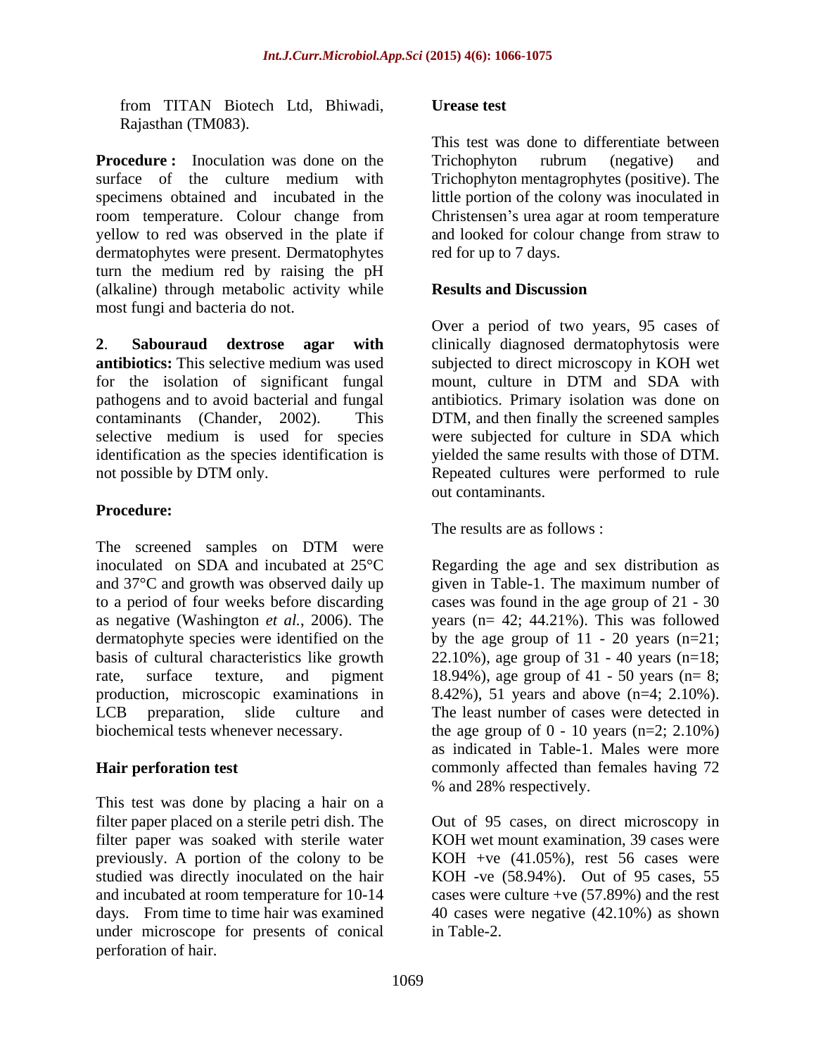from TITAN Biotech Ltd, Bhiwadi, Rajasthan (TM083).

**Procedure :** Inoculation was done on the surface of the culture medium with specimens obtained and incubated in the room temperature. Colour change from yellow to red was observed in the plate if dermatophytes were present. Dermatophytes turn the medium red by raising the pH (alkaline) through metabolic activity while most fungi and bacteria do not.

**2**. **Sabouraud dextrose agar with antibiotics:** This selective medium was used for the isolation of significant fungal pathogens and to avoid bacterial and fungal contaminants (Chander, 2002). This selective medium is used for species identification as the species identification is not possible by DTM only.

**Procedure:**

The screened samples on DTM were inoculated on SDA and incubated at 25°C and 37°C and growth was observed daily up to a period of four weeks before discarding as negative (Washington *et al.*, 2006). The dermatophyte species were identified on the basis of cultural characteristics like growth rate, surface texture, and pigment production, microscopic examinations in LCB preparation, slide culture and biochemical tests whenever necessary.

**Hair perforation test**

This test was done by placing a hair on a filter paper placed on a sterile petri dish. The filter paper was soaked with sterile water previously. A portion of the colony to be studied was directly inoculated on the hair and incubated at room temperature for 10-14 days. From time to time hair was examined under microscope for presents of conical perforation of hair.

**Urease test**

This test was done to differentiate between Trichophyton rubrum (negative) and Trichophyton mentagrophytes (positive). The little portion of the colony was inoculated in Christensen's urea agar at room temperature and looked for colour change from straw to red for up to 7 days.

## Results and Discussion

Over a period of two years, 95 cases of clinically diagnosed dermatophytosis were subjected to direct microscopy in KOH wet mount, culture in DTM and SDA with antibiotics. Primary isolation was done on DTM, and then finally the screened samples were subjected for culture in SDA which yielded the same results with those of DTM. Repeated cultures were performed to rule out contaminants.

The results are as follows :

Regarding the age and sex distribution as given in Table-1. The maximum number of cases was found in the age group of 21 - 30 years (n= 42; 44.21%). This was followed by the age group of 11 - 20 years (n=21; 22.10%), age group of 31 - 40 years (n=18; 18.94%), age group of 41 - 50 years (n= 8; 8.42%), 51 years and above (n=4; 2.10%). The least number of cases were detected in the age group of 0 - 10 years (n=2; 2.10%) as indicated in Table-1. Males were more commonly affected than females having 72 % and 28% respectively.

Out of 95 cases, on direct microscopy in KOH wet mount examination, 39 cases were KOH +ve (41.05%), rest 56 cases were KOH -ve (58.94%). Out of 95 cases, 55 cases were culture +ve (57.89%) and the rest 40 cases were negative (42.10%) as shown in Table-2.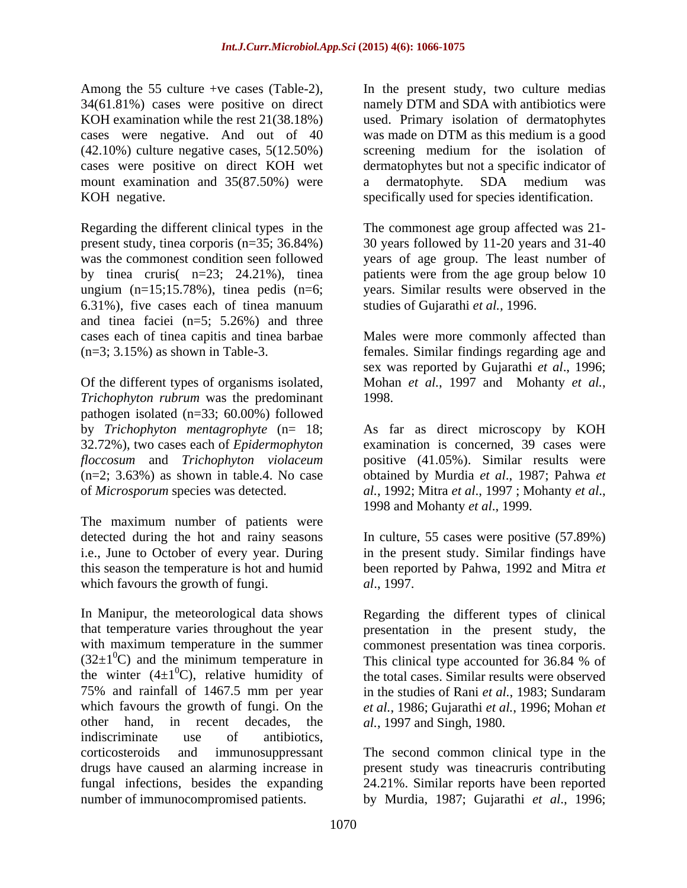Among the 55 culture +ve cases (Table-2), 34(61.81%) cases were positive on direct KOH examination while the rest 21(38.18%) cases were negative. And out of 40 (42.10%) culture negative cases, 5(12.50%) cases were positive on direct KOH wet mount examination and 35(87.50%) were KOH negative.

Regarding the different clinical types in the present study, tinea corporis (n=35; 36.84%) was the commonest condition seen followed by tinea cruris( n=23; 24.21%), tinea ungium (n=15;15.78%), tinea pedis (n=6; 6.31%), five cases each of tinea manuum and tinea faciei (n=5; 5.26%) and three cases each of tinea capitis and tinea barbae (n=3; 3.15%) as shown in Table-3.

Of the different types of organisms isolated, *Trichophyton rubrum* was the predominant pathogen isolated (n=33; 60.00%) followed by *Trichophyton mentagrophyte* (n= 18; 32.72%), two cases each of *Epidermophyton floccosum* and *Trichophyton violaceum* (n=2; 3.63%) as shown in table.4. No case of *Microsporum* species was detected.

The maximum number of patients were detected during the hot and rainy seasons i.e., June to October of every year. During this season the temperature is hot and humid which favours the growth of fungi.

In Manipur, the meteorological data shows that temperature varies throughout the year with maximum temperature in the summer ($32\pm1^0$C) and the minimum temperature in the winter ($4\pm1^0$C), relative humidity of 75% and rainfall of 1467.5 mm per year which favours the growth of fungi. On the other hand, in recent decades, the indiscriminate use of antibiotics, corticosteroids and immunosuppressant drugs have caused an alarming increase in fungal infections, besides the expanding number of immunocompromised patients.

In the present study, two culture medias namely DTM and SDA with antibiotics were used. Primary isolation of dermatophytes was made on DTM as this medium is a good screening medium for the isolation of dermatophytes but not a specific indicator of a dermatophyte. SDA medium was specifically used for species identification.

The commonest age group affected was 21-30 years followed by 11-20 years and 31-40 years of age group. The least number of patients were from the age group below 10 years. Similar results were observed in the studies of Gujarathi *et al.,* 1996.

Males were more commonly affected than females. Similar findings regarding age and sex was reported by Gujarathi *et al*., 1996; Mohan *et al.*, 1997 and Mohanty *et al.*, 1998.

As far as direct microscopy by KOH examination is concerned, 39 cases were positive (41.05%). Similar results were obtained by Murdia *et al*., 1987; Pahwa *et al.*, 1992; Mitra *et al*., 1997 ; Mohanty *et al*., 1998 and Mohanty *et al*., 1999.

In culture, 55 cases were positive (57.89%) in the present study. Similar findings have been reported by Pahwa, 1992 and Mitra *et al*., 1997.

Regarding the different types of clinical presentation in the present study, the commonest presentation was tinea corporis. This clinical type accounted for 36.84 % of the total cases. Similar results were observed in the studies of Rani *et al.*, 1983; Sundaram *et al.*, 1986; Gujarathi *et al.*, 1996; Mohan *et al.*, 1997 and Singh, 1980.

The second common clinical type in the present study was tineacruris contributing 24.21%. Similar reports have been reported by Murdia, 1987; Gujarathi *et al*., 1996;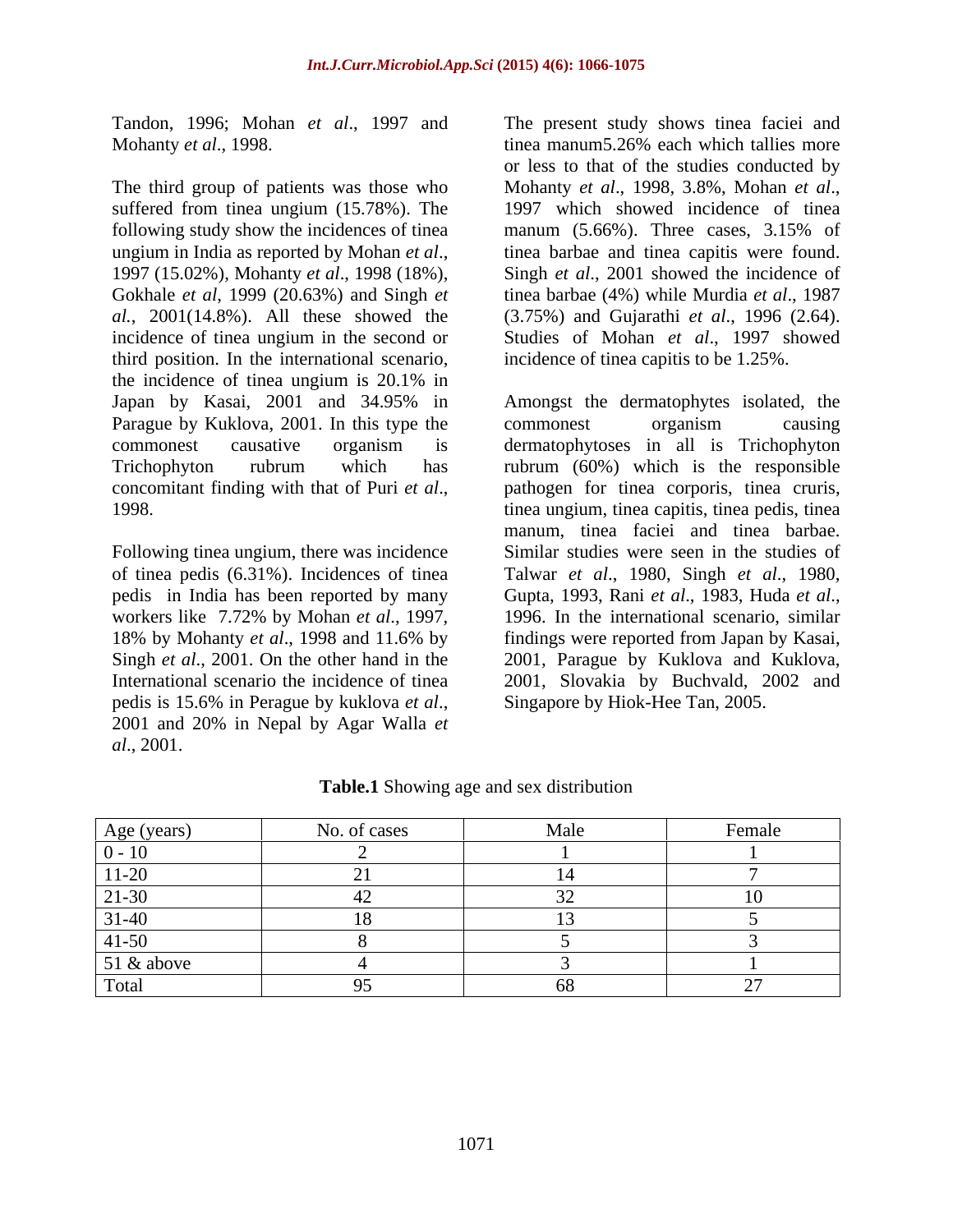Tandon, 1996; Mohan *et al*., 1997 and Mohanty *et al*., 1998.

The third group of patients was those who suffered from tinea ungium (15.78%). The following study show the incidences of tinea ungium in India as reported by Mohan *et al*., 1997 (15.02%), Mohanty *et al*., 1998 (18%), Gokhale *et al*, 1999 (20.63%) and Singh *et al*., 2001(14.8%). All these showed the incidence of tinea ungium in the second or third position. In the international scenario, the incidence of tinea ungium is 20.1% in Japan by Kasai, 2001 and 34.95% in Paragu​e by Kuklova, 2001. In this type the commonest causative organism is Trichophyton rubrum which has concomitant finding with that of Puri *et al*., 1998.

Following tinea ungium, there was incidence of tinea pedis (6.31%). Incidences of tinea pedis in India has been reported by many workers like 7.72% by Mohan *et al*., 1997, 18% by Mohanty *et al*., 1998 and 11.6% by Singh *et al*., 2001. On the other hand in the International scenario the incidence of tinea pedis is 15.6% in Perague by kuklova *et al*., 2001 and 20% in Nepal by Agar Walla *et al*., 2001.

The present study shows tinea faciei and tinea manum5.26% each which tallies more or less to that of the studies conducted by Mohanty *et al*., 1998, 3.8%, Mohan *et al*., 1997 which showed incidence of tinea manum (5.66%). Three cases, 3.15% of tinea barbae and tinea capitis were found. Singh *et al*., 2001 showed the incidence of tinea barbae (4%) while Murdia *et al*., 1987 (3.75%) and Gujarathi *et al*., 1996 (2.64). Studies of Mohan *et al*., 1997 showed incidence of tinea capitis to be 1.25%.

Amongst the dermatophytes isolated, the commonest organism causing dermatophytoses in all is Trichophyton rubrum (60%) which is the responsible pathogen for tinea corporis, tinea cruris, tinea ungium, tinea capitis, tinea pedis, tinea manum, tinea faciei and tinea barbae. Similar studies were seen in the studies of Talwar *et al*., 1980, Singh *et al*., 1980, Gupta, 1993, Rani *et al*., 1983, Huda *et al*., 1996. In the international scenario, similar findings were reported from Japan by Kasai, 2001, Parague by Kuklova and Kuklova, 2001, Slovakia by Buchvald, 2002 and Singapore by Hiok-Hee Tan, 2005.

**Table.1** Showing age and sex distribution

| Age (years) | No. of cases | Male | Female |
|---|---|---|---|
| 0 - 10 | 2 | 1 | 1 |
| 11-20 | 21 | 14 | 7 |
| 21-30 | 42 | 32 | 10 |
| 31-40 | 18 | 13 | 5 |
| 41-50 | 8 | 5 | 3 |
| 51 & above | 4 | 3 | 1 |
| Total | 95 | 68 | 27 |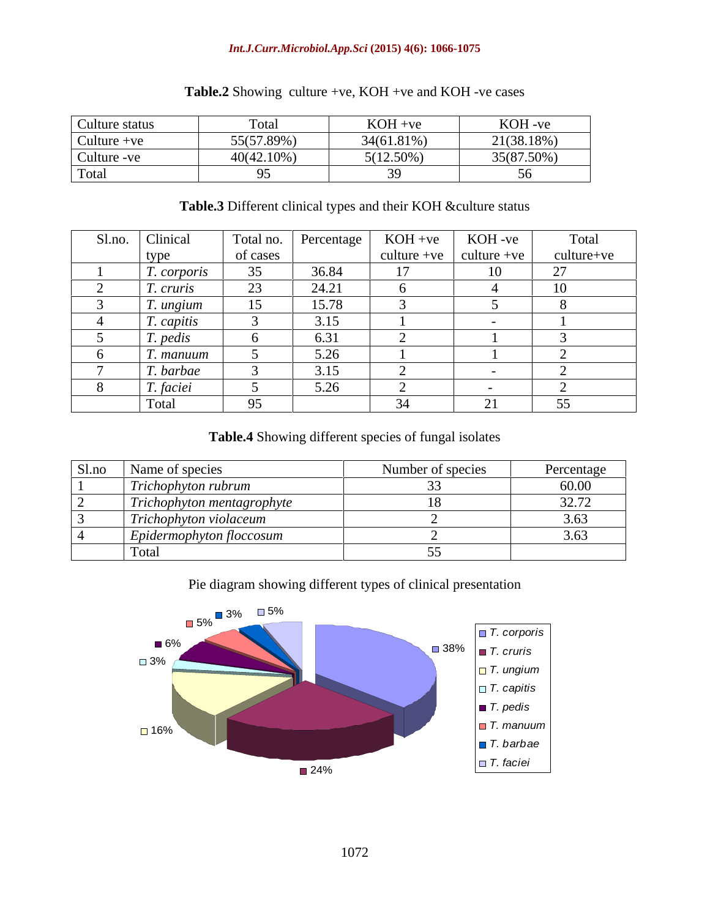**Table.2** Showing culture +ve, KOH +ve and KOH -ve cases

| Culture status | Total | KOH +ve | KOH -ve |
|---|---|---|---|
| Culture +ve | 55(57.89%) | 34(61.81%) | 21(38.18%) |
| Culture -ve | 40(42.10%) | 5(12.50%) | 35(87.50%) |
| Total | 95 | 39 | 56 |

**Table.3** Different clinical types and their KOH &culture status

| Sl.no. | Clinical type | Total no. of cases | Percentage | KOH +ve culture +ve | KOH -ve culture +ve | Total culture+ve |
|---|---|---|---|---|---|---|
| 1 | *T. corporis* | 35 | 36.84 | 17 | 10 | 27 |
| 2 | *T. cruris* | 23 | 24.21 | 6 | 4 | 10 |
| 3 | *T. ungium* | 15 | 15.78 | 3 | 5 | 8 |
| 4 | *T. capitis* | 3 | 3.15 | 1 | - | 1 |
| 5 | *T. pedis* | 6 | 6.31 | 2 | 1 | 3 |
| 6 | *T. manuum* | 5 | 5.26 | 1 | 1 | 2 |
| 7 | *T. barbae* | 3 | 3.15 | 2 | - | 2 |
| 8 | *T. faciei* | 5 | 5.26 | 2 | - | 2 |
| | Total | 95 | | 34 | 21 | 55 |

**Table.4** Showing different species of fungal isolates

| Sl.no | Name of species | Number of species | Percentage |
|---|---|---|---|
| 1 | *Trichophyton rubrum* | 33 | 60.00 |
| 2 | *Trichophyton mentagrophyte* | 18 | 32.72 |
| 3 | *Trichophyton violaceum* | 2 | 3.63 |
| 4 | *Epidermophyton floccosum* | 2 | 3.63 |
| | Total | 55 | |

Pie diagram showing different types of clinical presentation

| Clinical type | Percentage |
|---|---|
| *T. corporis* | 38% |
| *T. cruris* | 24% |
| *T. ungium* | 16% |
| *T. capitis* | 3% |
| *T. pedis* | 6% |
| *T. manuum* | 5% |
| *T. barbae* | 3% |
| *T. faciei* | 5% |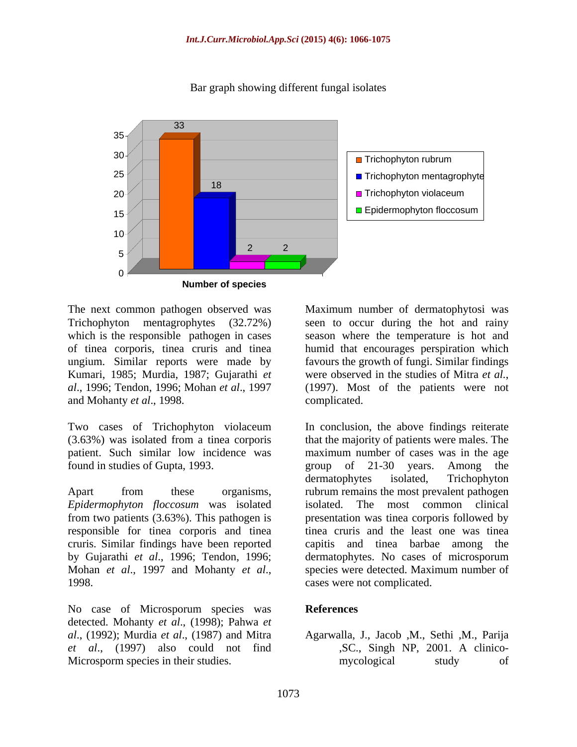Bar graph showing different fungal isolates

| Species | Number of species |
| --- | --- |
| Trichophyton rubrum | 33 |
| Trichophyton mentagrophyte | 18 |
| Trichophyton violaceum | 2 |
| Epidermophyton floccosum | 2 |

The next common pathogen observed was Trichophyton mentagrophytes (32.72%) which is the responsible pathogen in cases of tinea corporis, tinea cruris and tinea ungium. Similar reports were made by Kumari, 1985; Murdia, 1987; Gujarathi *et al*., 1996; Tendon, 1996; Mohan *et al*., 1997 and Mohanty *et al*., 1998.

Two cases of Trichophyton violaceum (3.63%) was isolated from a tinea corporis patient. Such similar low incidence was found in studies of Gupta, 1993.

Apart from these organisms, *Epidermophyton floccosum* was isolated from two patients (3.63%). This pathogen is responsible for tinea corporis and tinea cruris. Similar findings have been reported by Gujarathi *et al*., 1996; Tendon, 1996; Mohan *et al*., 1997 and Mohanty *et al*., 1998.

No case of Microsporum species was detected. Mohanty *et al*., (1998); Pahwa *et al*., (1992); Murdia *et al*., (1987) and Mitra *et al*., (1997) also could not find Microsporm species in their studies.

Maximum number of dermatophytosi was seen to occur during the hot and rainy season where the temperature is hot and humid that encourages perspiration which favours the growth of fungi. Similar findings were observed in the studies of Mitra *et al.*, (1997). Most of the patients were not complicated.

In conclusion, the above findings reiterate that the majority of patients were males. The maximum number of cases was in the age group of 21-30 years. Among the dermatophytes isolated, Trichophyton rubrum remains the most prevalent pathogen isolated. The most common clinical presentation was tinea corporis followed by tinea cruris and the least one was tinea capitis and tinea barbae among the dermatophytes. No cases of microsporum species were detected. Maximum number of cases were not complicated.

## References

Agarwalla, J., Jacob ,M., Sethi ,M., Parija ,SC., Singh NP, 2001. A clinico-mycological study of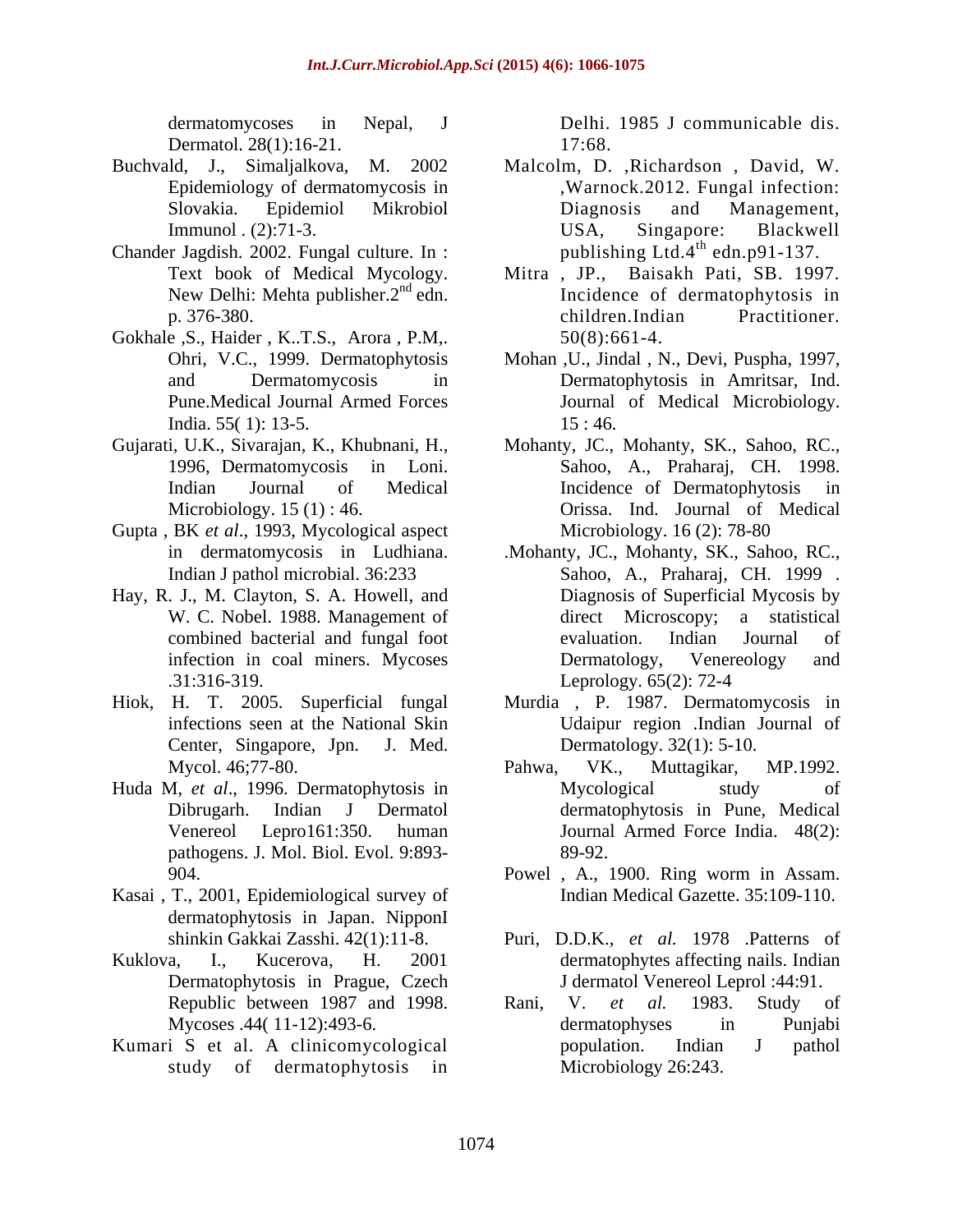dermatomycoses in Nepal, J Dermatol. 28(1):16-21.

Buchvald, J., Simaljalkova, M. 2002 Epidemiology of dermatomycosis in Slovakia. Epidemiol Mikrobiol Immunol . (2):71-3.

Chander Jagdish. 2002. Fungal culture. In : Text book of Medical Mycology. New Delhi: Mehta publisher.2nd edn. p. 376-380.

Gokhale ,S., Haider , K..T.S., Arora , P.M,. Ohri, V.C., 1999. Dermatophytosis and Dermatomycosis in Pune.Medical Journal Armed Forces India. 55( 1): 13-5.

Gujarati, U.K., Sivarajan, K., Khubnani, H., 1996, Dermatomycosis in Loni. Indian Journal of Medical Microbiology. 15 (1) : 46.

Gupta , BK *et al*., 1993, Mycological aspect in dermatomycosis in Ludhiana. Indian J pathol microbial. 36:233

Hay, R. J., M. Clayton, S. A. Howell, and W. C. Nobel. 1988. Management of combined bacterial and fungal foot infection in coal miners. Mycoses .31:316-319.

Hiok, H. T. 2005. Superficial fungal infections seen at the National Skin Center, Singapore, Jpn. J. Med. Mycol. 46;77-80.

Huda M, *et al*., 1996. Dermatophytosis in Dibrugarh. Indian J Dermatol Venereol Lepro161:350. human pathogens. J. Mol. Biol. Evol. 9:893-904.

Kasai , T., 2001, Epidemiological survey of dermatophytosis in Japan. NipponI shinkin Gakkai Zasshi. 42(1):11-8.

Kuklova, I., Kucerova, H. 2001 Dermatophytosis in Prague, Czech Republic between 1987 and 1998. Mycoses .44( 11-12):493-6.

Kumari S et al. A clinicomycological study of dermatophytosis in Delhi. 1985 J communicable dis. 17:68.

Malcolm, D. ,Richardson , David, W. ,Warnock.2012. Fungal infection: Diagnosis and Management, USA, Singapore: Blackwell publishing Ltd.4th edn.p91-137.

Mitra , JP., Baisakh Pati, SB. 1997. Incidence of dermatophytosis in children.Indian Practitioner. 50(8):661-4.

Mohan ,U., Jindal , N., Devi, Puspha, 1997, Dermatophytosis in Amritsar, Ind. Journal of Medical Microbiology. 15 : 46.

Mohanty, JC., Mohanty, SK., Sahoo, RC., Sahoo, A., Praharaj, CH. 1998. Incidence of Dermatophytosis in Orissa. Ind. Journal of Medical Microbiology. 16 (2): 78-80

.Mohanty, JC., Mohanty, SK., Sahoo, RC., Sahoo, A., Praharaj, CH. 1999 . Diagnosis of Superficial Mycosis by direct Microscopy; a statistical evaluation. Indian Journal of Dermatology, Venereology and Leprology. 65(2): 72-4

Murdia , P. 1987. Dermatomycosis in Udaipur region .Indian Journal of Dermatology. 32(1): 5-10.

Pahwa, VK., Muttagikar, MP.1992. Mycological study of dermatophytosis in Pune, Medical Journal Armed Force India. 48(2): 89-92.

Powel , A., 1900. Ring worm in Assam. Indian Medical Gazette. 35:109-110.

Puri, D.D.K., *et al.* 1978 .Patterns of dermatophytes affecting nails. Indian J dermatol Venereol Leprol :44:91.

Rani, V. *et al.* 1983. Study of dermatophyses in Punjabi population. Indian J pathol Microbiology 26:243.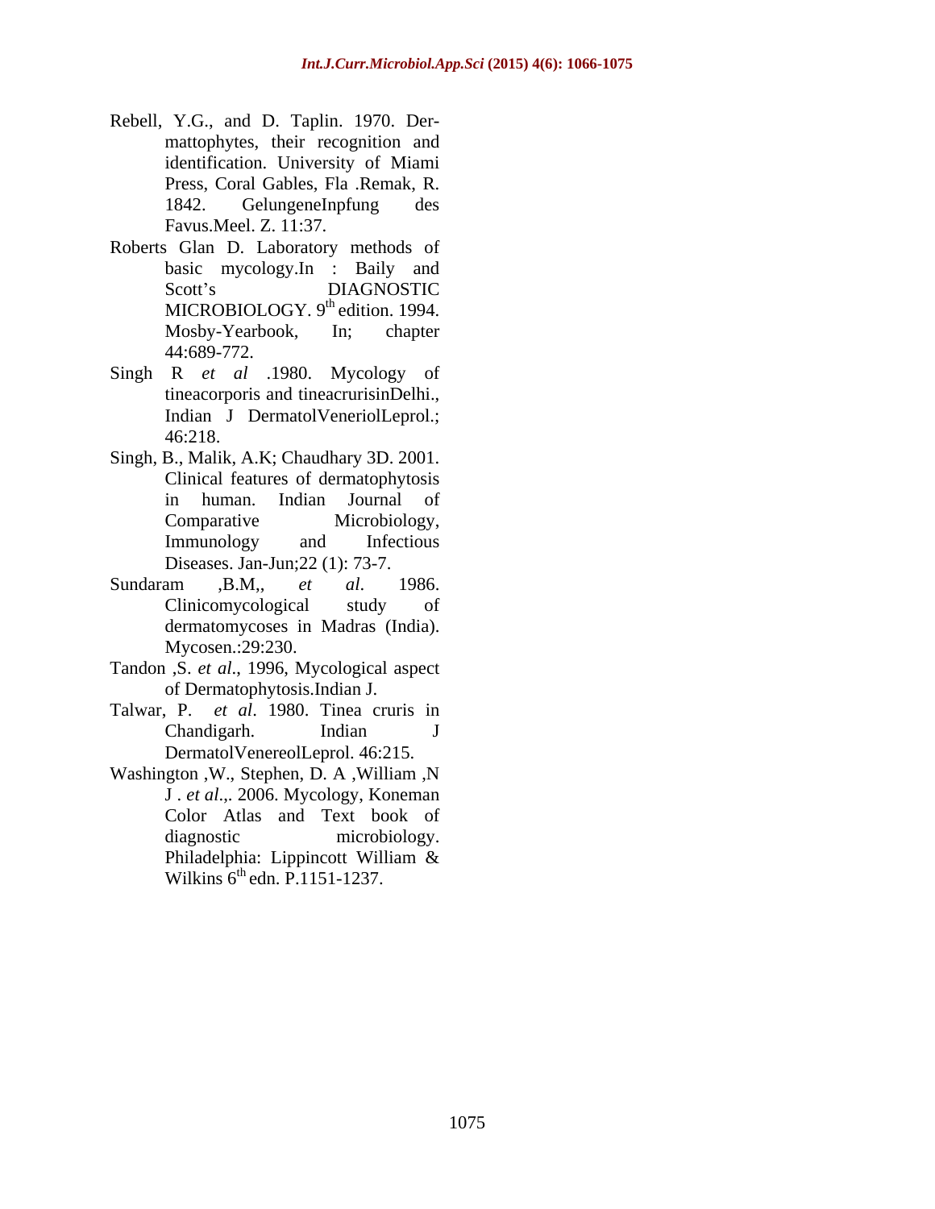Rebell, Y.G., and D. Taplin. 1970. Dermattophytes, their recognition and identification. University of Miami Press, Coral Gables, Fla .Remak, R. 1842. GelungeneInpfung des Favus.Meel. Z. 11:37.

Roberts Glan D. Laboratory methods of basic mycology.In : Baily and Scott's DIAGNOSTIC MICROBIOLOGY. 9th edition. 1994. Mosby-Yearbook, In; chapter 44:689-772.

Singh R *et al* .1980. Mycology of tineacorporis and tineacrurisinDelhi., Indian J DermatolVeneriolLeprol.; 46:218.

Singh, B., Malik, A.K; Chaudhary 3D. 2001. Clinical features of dermatophytosis in human. Indian Journal of Comparative Microbiology, Immunology and Infectious Diseases. Jan-Jun;22 (1): 73-7.

Sundaram ,B.M,, *et al.* 1986. Clinicomycological study of dermatomycoses in Madras (India). Mycosen.:29:230.

Tandon ,S. *et al*., 1996, Mycological aspect of Dermatophytosis.Indian J.

Talwar, P. *et al*. 1980. Tinea cruris in Chandigarh. Indian J DermatolVenereolLeprol. 46:215.

Washington ,W., Stephen, D. A ,William ,N J . *et al*.,. 2006. Mycology, Koneman Color Atlas and Text book of diagnostic microbiology. Philadelphia: Lippincott William & Wilkins 6th edn. P.1151-1237.